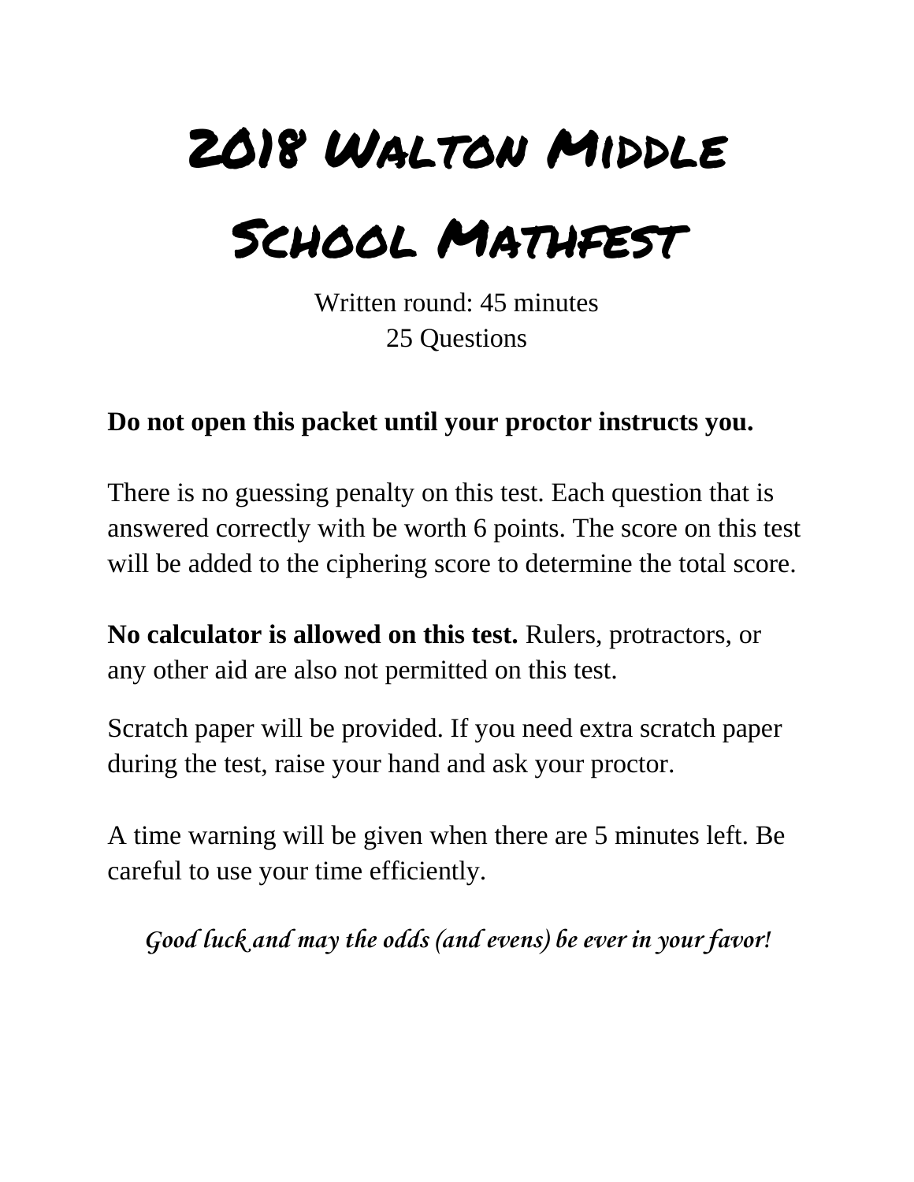# 2018 Walton Middle School Mathfest

Written round: 45 minutes
25 Questions

**Do not open this packet until your proctor instructs you.**

There is no guessing penalty on this test. Each question that is answered correctly with be worth 6 points. The score on this test will be added to the ciphering score to determine the total score.

**No calculator is allowed on this test.** Rulers, protractors, or any other aid are also not permitted on this test.

Scratch paper will be provided. If you need extra scratch paper during the test, raise your hand and ask your proctor.

A time warning will be given when there are 5 minutes left. Be careful to use your time efficiently.

*Good luck and may the odds (and evens) be ever in your favor!*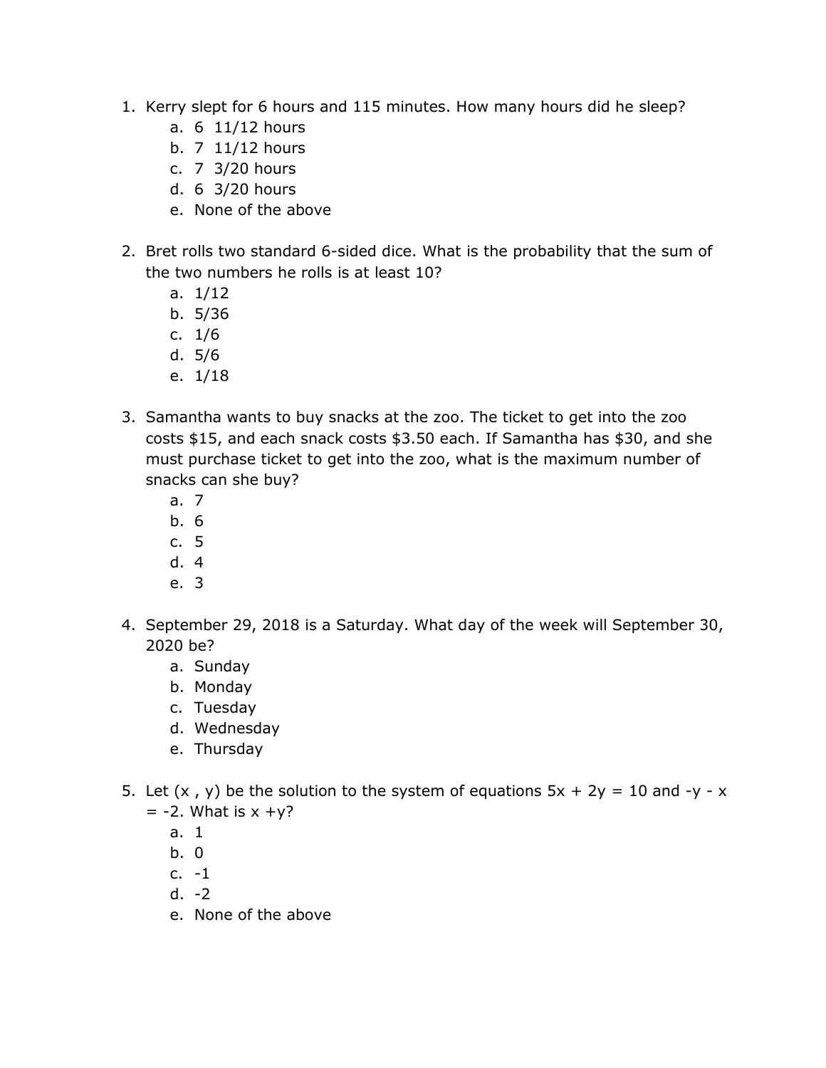1. Kerry slept for 6 hours and 115 minutes. How many hours did he sleep?
    a. 6  11/12 hours
    b. 7  11/12 hours
    c. 7  3/20 hours
    d. 6  3/20 hours
    e. None of the above

2. Bret rolls two standard 6-sided dice. What is the probability that the sum of the two numbers he rolls is at least 10?
    a. 1/12
    b. 5/36
    c. 1/6
    d. 5/6
    e. 1/18

3. Samantha wants to buy snacks at the zoo. The ticket to get into the zoo costs $15, and each snack costs $3.50 each. If Samantha has $30, and she must purchase ticket to get into the zoo, what is the maximum number of snacks can she buy?
    a. 7
    b. 6
    c. 5
    d. 4
    e. 3

4. September 29, 2018 is a Saturday. What day of the week will September 30, 2020 be?
    a. Sunday
    b. Monday
    c. Tuesday
    d. Wednesday
    e. Thursday

5. Let $(x , y)$ be the solution to the system of equations $5x + 2y = 10$ and $-y - x = -2$. What is $x + y$?
    a. 1
    b. 0
    c. -1
    d. -2
    e. None of the above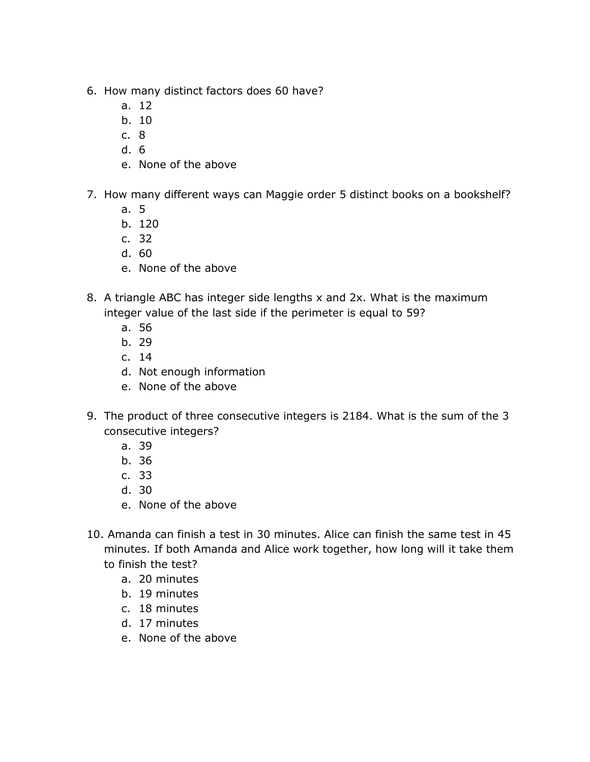6. How many distinct factors does 60 have?
   a. 12
   b. 10
   c. 8
   d. 6
   e. None of the above

7. How many different ways can Maggie order 5 distinct books on a bookshelf?
   a. 5
   b. 120
   c. 32
   d. 60
   e. None of the above

8. A triangle ABC has integer side lengths $x$ and $2x$. What is the maximum integer value of the last side if the perimeter is equal to 59?
   a. 56
   b. 29
   c. 14
   d. Not enough information
   e. None of the above

9. The product of three consecutive integers is 2184. What is the sum of the 3 consecutive integers?
   a. 39
   b. 36
   c. 33
   d. 30
   e. None of the above

10. Amanda can finish a test in 30 minutes. Alice can finish the same test in 45 minutes. If both Amanda and Alice work together, how long will it take them to finish the test?
    a. 20 minutes
    b. 19 minutes
    c. 18 minutes
    d. 17 minutes
    e. None of the above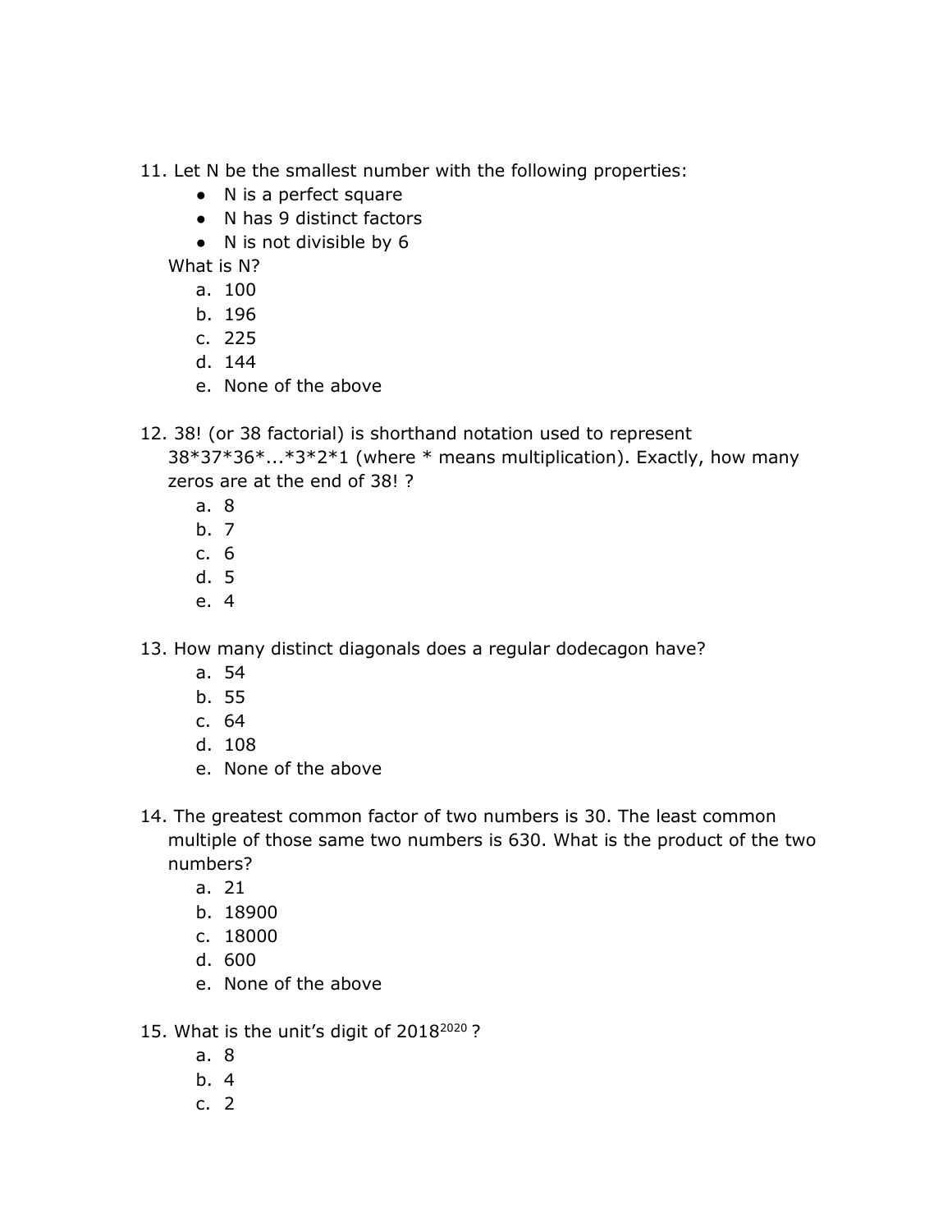11. Let N be the smallest number with the following properties:
    - N is a perfect square
    - N has 9 distinct factors
    - N is not divisible by 6

    What is N?
    a. 100
    b. 196
    c. 225
    d. 144
    e. None of the above

12. 38! (or 38 factorial) is shorthand notation used to represent 38*37*36*...*3*2*1 (where * means multiplication). Exactly, how many zeros are at the end of 38! ?
    a. 8
    b. 7
    c. 6
    d. 5
    e. 4

13. How many distinct diagonals does a regular dodecagon have?
    a. 54
    b. 55
    c. 64
    d. 108
    e. None of the above

14. The greatest common factor of two numbers is 30. The least common multiple of those same two numbers is 630. What is the product of the two numbers?
    a. 21
    b. 18900
    c. 18000
    d. 600
    e. None of the above

15. What is the unit's digit of $2018^{2020}$ ?
    a. 8
    b. 4
    c. 2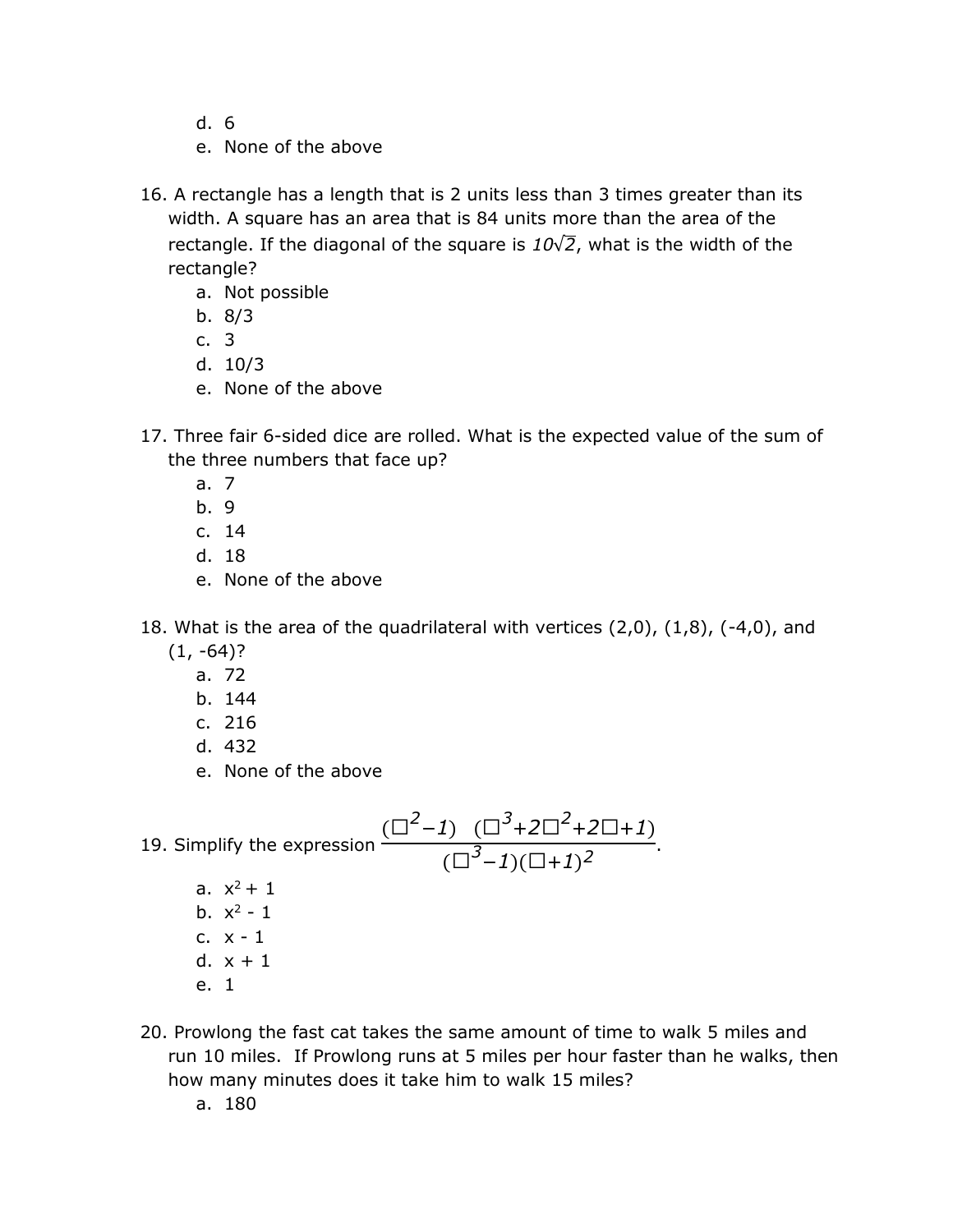d. 6
   e. None of the above

16. A rectangle has a length that is 2 units less than 3 times greater than its width. A square has an area that is 84 units more than the area of the rectangle. If the diagonal of the square is $10\sqrt{2}$, what is the width of the rectangle?
   a. Not possible
   b. 8/3
   c. 3
   d. 10/3
   e. None of the above

17. Three fair 6-sided dice are rolled. What is the expected value of the sum of the three numbers that face up?
   a. 7
   b. 9
   c. 14
   d. 18
   e. None of the above

18. What is the area of the quadrilateral with vertices (2,0), (1,8), (-4,0), and (1, -64)?
   a. 72
   b. 144
   c. 216
   d. 432
   e. None of the above

19. Simplify the expression $\frac{(\square^2-1)\ \ (\square^3+2\square^2+2\square+1)}{(\square^3-1)(\square+1)^2}$.
   a. $x^2 + 1$
   b. $x^2 - 1$
   c. $x - 1$
   d. $x + 1$
   e. 1

20. Prowlong the fast cat takes the same amount of time to walk 5 miles and run 10 miles. If Prowlong runs at 5 miles per hour faster than he walks, then how many minutes does it take him to walk 15 miles?
   a. 180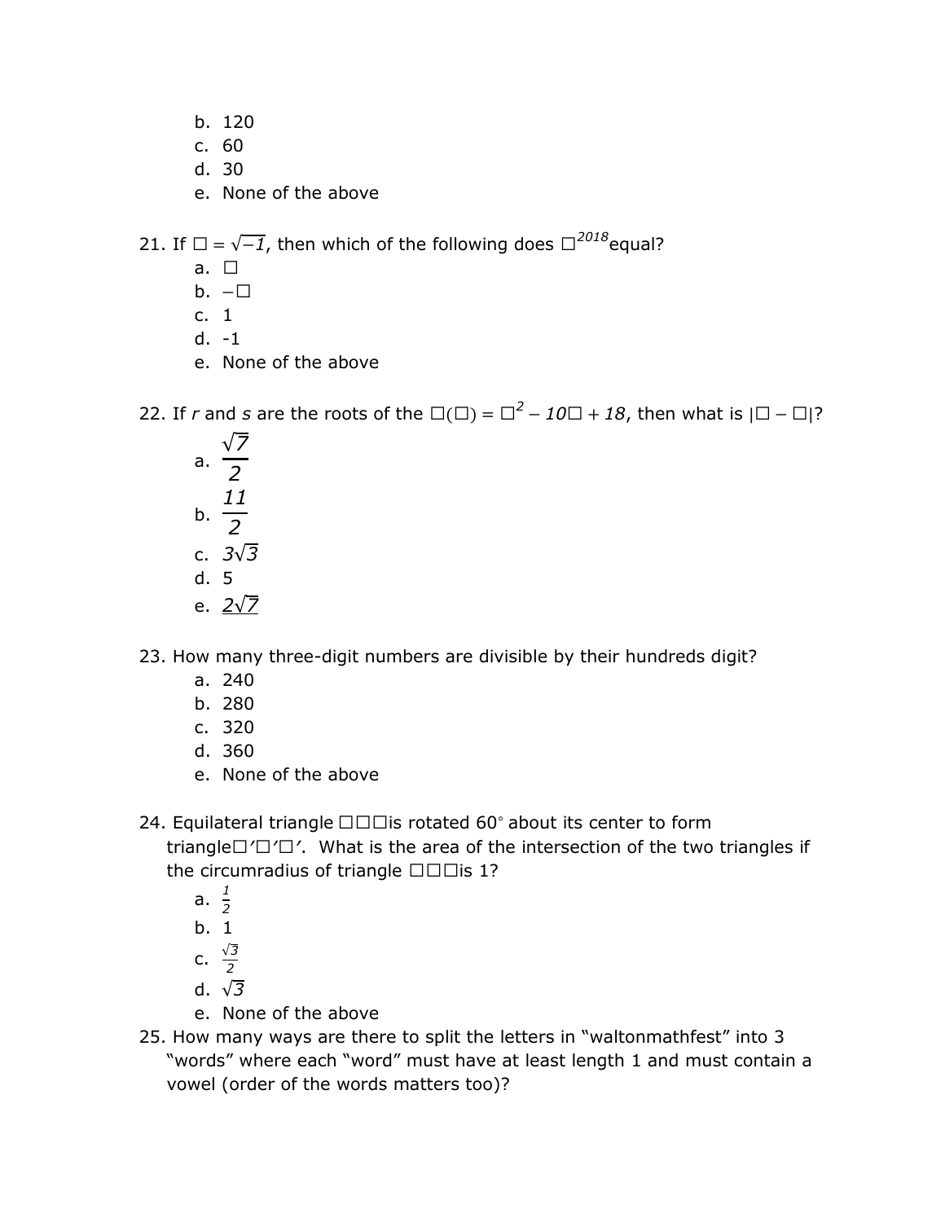b. 120
c. 60
d. 30
e. None of the above

21. If $\square = \sqrt{-1}$, then which of the following does $\square^{2018}$ equal?
    a. $\square$
    b. $-\square$
    c. 1
    d. -1
    e. None of the above

22. If *r* and *s* are the roots of the $\square(\square) = \square^2 - 10\square + 18$, then what is $|\square - \square|$?
    a. $\frac{\sqrt{7}}{2}$
    b. $\frac{11}{2}$
    c. $3\sqrt{3}$
    d. 5
    e. $2\sqrt{7}$

23. How many three-digit numbers are divisible by their hundreds digit?
    a. 240
    b. 280
    c. 320
    d. 360
    e. None of the above

24. Equilateral triangle $\square\square\square$ is rotated 60° about its center to form triangle $\square'\square'\square'$. What is the area of the intersection of the two triangles if the circumradius of triangle $\square\square\square$ is 1?
    a. $\frac{1}{2}$
    b. 1
    c. $\frac{\sqrt{3}}{2}$
    d. $\sqrt{3}$
    e. None of the above

25. How many ways are there to split the letters in "waltonmathfest" into 3 "words" where each "word" must have at least length 1 and must contain a vowel (order of the words matters too)?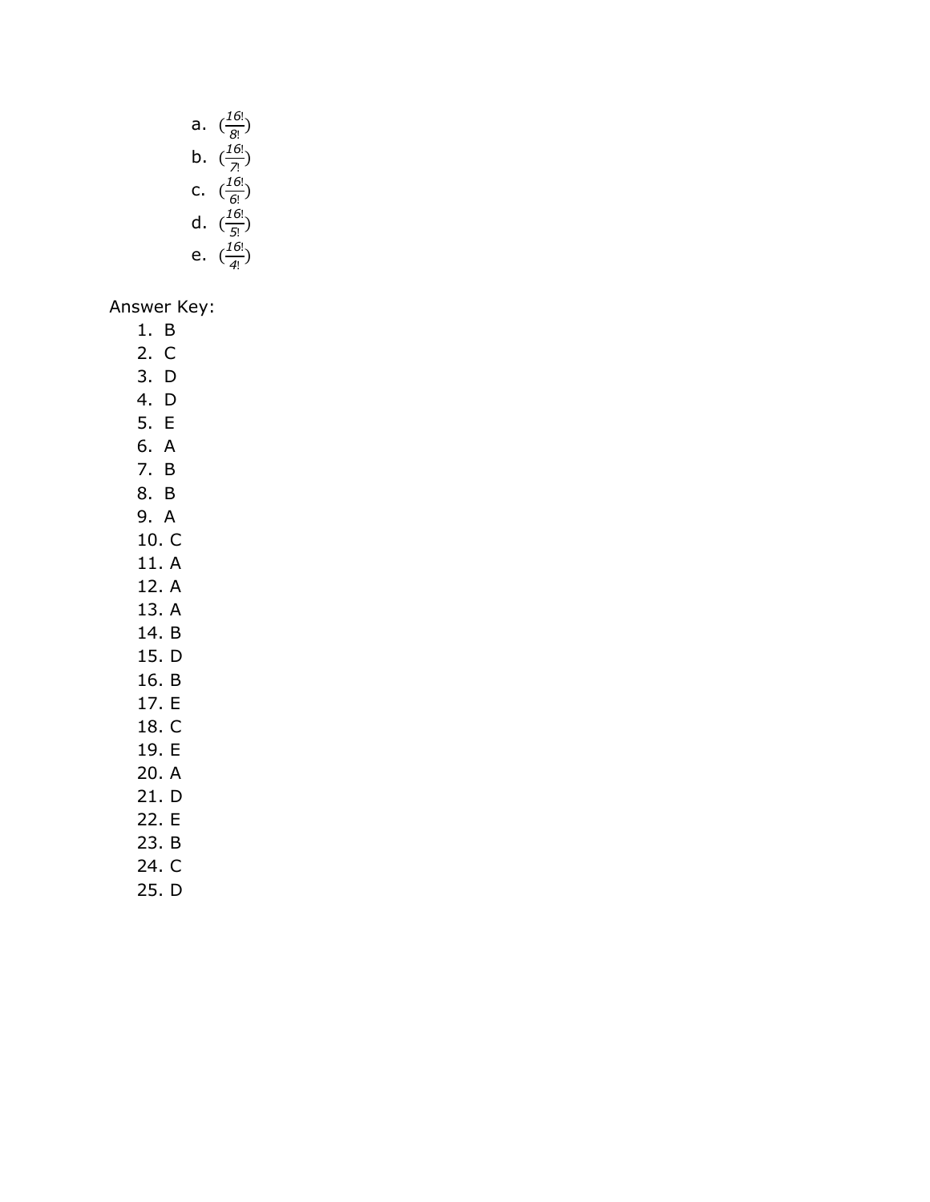a. $(\frac{16!}{8!})$
b. $(\frac{16!}{7!})$
c. $(\frac{16!}{6!})$
d. $(\frac{16!}{5!})$
e. $(\frac{16!}{4!})$

Answer Key:

1. B
2. C
3. D
4. D
5. E
6. A
7. B
8. B
9. A
10. C
11. A
12. A
13. A
14. B
15. D
16. B
17. E
18. C
19. E
20. A
21. D
22. E
23. B
24. C
25. D